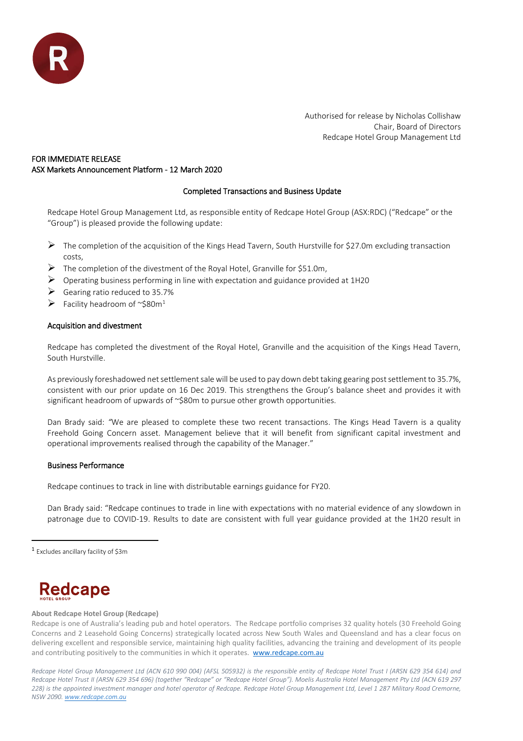Authorised for release by Nicholas Collishaw
Chair, Board of Directors
Redcape Hotel Group Management Ltd

FOR IMMEDIATE RELEASE
ASX Markets Announcement Platform - 12 March 2020

## Completed Transactions and Business Update

Redcape Hotel Group Management Ltd, as responsible entity of Redcape Hotel Group (ASX:RDC) ("Redcape" or the "Group") is pleased provide the following update:

- The completion of the acquisition of the Kings Head Tavern, South Hurstville for $27.0m excluding transaction costs,
- The completion of the divestment of the Royal Hotel, Granville for $51.0m,
- Operating business performing in line with expectation and guidance provided at 1H20
- Gearing ratio reduced to 35.7%
- Facility headroom of ~$80m[1]

### Acquisition and divestment

Redcape has completed the divestment of the Royal Hotel, Granville and the acquisition of the Kings Head Tavern, South Hurstville.

As previously foreshadowed net settlement sale will be used to pay down debt taking gearing post settlement to 35.7%, consistent with our prior update on 16 Dec 2019. This strengthens the Group's balance sheet and provides it with significant headroom of upwards of ~$80m to pursue other growth opportunities.

Dan Brady said: "We are pleased to complete these two recent transactions. The Kings Head Tavern is a quality Freehold Going Concern asset. Management believe that it will benefit from significant capital investment and operational improvements realised through the capability of the Manager."

### Business Performance

Redcape continues to track in line with distributable earnings guidance for FY20.

Dan Brady said: "Redcape continues to trade in line with expectations with no material evidence of any slowdown in patronage due to COVID-19. Results to date are consistent with full year guidance provided at the 1H20 result in

[1] Excludes ancillary facility of $3m

**About Redcape Hotel Group (Redcape)**

Redcape is one of Australia's leading pub and hotel operators. The Redcape portfolio comprises 32 quality hotels (30 Freehold Going Concerns and 2 Leasehold Going Concerns) strategically located across New South Wales and Queensland and has a clear focus on delivering excellent and responsible service, maintaining high quality facilities, advancing the training and development of its people and contributing positively to the communities in which it operates. www.redcape.com.au

*Redcape Hotel Group Management Ltd (ACN 610 990 004) (AFSL 505932) is the responsible entity of Redcape Hotel Trust I (ARSN 629 354 614) and Redcape Hotel Trust II (ARSN 629 354 696) (together "Redcape" or "Redcape Hotel Group"). Moelis Australia Hotel Management Pty Ltd (ACN 619 297 228) is the appointed investment manager and hotel operator of Redcape. Redcape Hotel Group Management Ltd, Level 1 287 Military Road Cremorne, NSW 2090. www.redcape.com.au*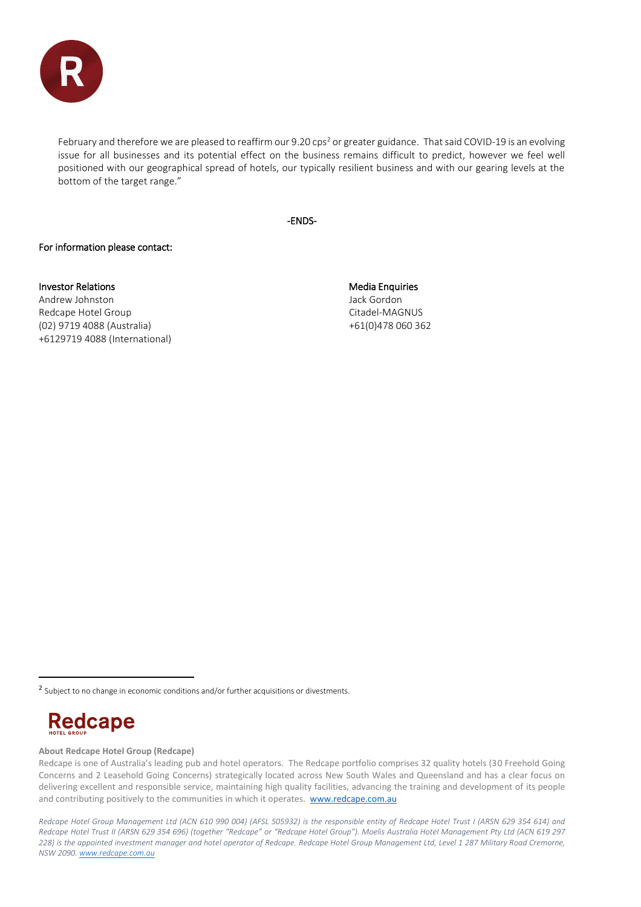February and therefore we are pleased to reaffirm our 9.20 cps[2] or greater guidance. That said COVID-19 is an evolving issue for all businesses and its potential effect on the business remains difficult to predict, however we feel well positioned with our geographical spread of hotels, our typically resilient business and with our gearing levels at the bottom of the target range."

-ENDS-

For information please contact:

Investor Relations
Andrew Johnston
Redcape Hotel Group
(02) 9719 4088 (Australia)
+6129719 4088 (International)

Media Enquiries
Jack Gordon
Citadel-MAGNUS
+61(0)478 060 362

[2] Subject to no change in economic conditions and/or further acquisitions or divestments.

**About Redcape Hotel Group (Redcape)**

Redcape is one of Australia's leading pub and hotel operators. The Redcape portfolio comprises 32 quality hotels (30 Freehold Going Concerns and 2 Leasehold Going Concerns) strategically located across New South Wales and Queensland and has a clear focus on delivering excellent and responsible service, maintaining high quality facilities, advancing the training and development of its people and contributing positively to the communities in which it operates. www.redcape.com.au

*Redcape Hotel Group Management Ltd (ACN 610 990 004) (AFSL 505932) is the responsible entity of Redcape Hotel Trust I (ARSN 629 354 614) and Redcape Hotel Trust II (ARSN 629 354 696) (together "Redcape" or "Redcape Hotel Group"). Moelis Australia Hotel Management Pty Ltd (ACN 619 297 228) is the appointed investment manager and hotel operator of Redcape. Redcape Hotel Group Management Ltd, Level 1 287 Military Road Cremorne, NSW 2090. www.redcape.com.au*